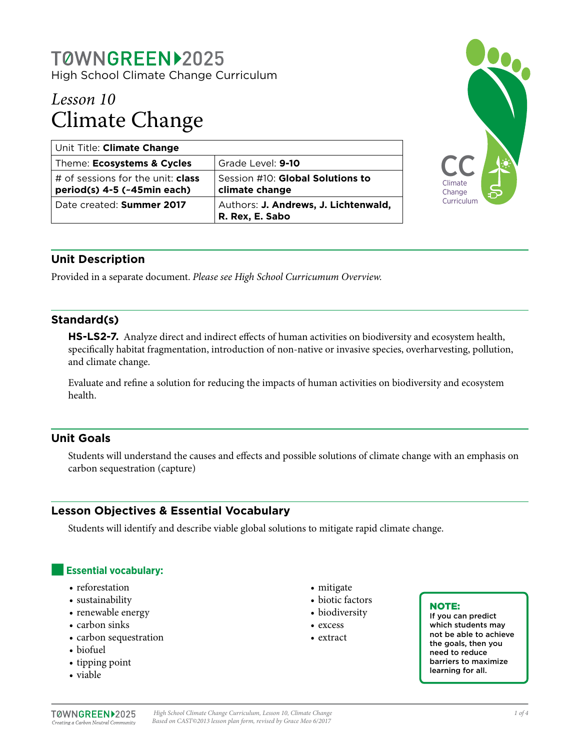# TØWNGREEN 2025

High School Climate Change Curriculum

## *Lesson 10*
# Climate Change

| Unit Title: **Climate Change** | |
|---|---|
| Theme: **Ecosystems & Cycles** | Grade Level: **9-10** |
| # of sessions for the unit: **class period(s) 4-5 (~45min each)** | Session #10: **Global Solutions to climate change** |
| Date created: **Summer 2017** | Authors: **J. Andrews, J. Lichtenwald, R. Rex, E. Sabo** |

CC Climate Change Curriculum

## Unit Description

Provided in a separate document. *Please see High School Curricumum Overview.*

## Standard(s)

**HS-LS2-7.** Analyze direct and indirect effects of human activities on biodiversity and ecosystem health, specifically habitat fragmentation, introduction of non-native or invasive species, overharvesting, pollution, and climate change.

Evaluate and refine a solution for reducing the impacts of human activities on biodiversity and ecosystem health.

## Unit Goals

Students will understand the causes and effects and possible solutions of climate change with an emphasis on carbon sequestration (capture)

## Lesson Objectives & Essential Vocabulary

Students will identify and describe viable global solutions to mitigate rapid climate change.

### Essential vocabulary:

- reforestation
- sustainability
- renewable energy
- carbon sinks
- carbon sequestration
- biofuel
- tipping point
- viable
- mitigate
- biotic factors
- biodiversity
- excess
- extract

**NOTE:**
**If you can predict which students may not be able to achieve the goals, then you need to reduce barriers to maximize learning for all.**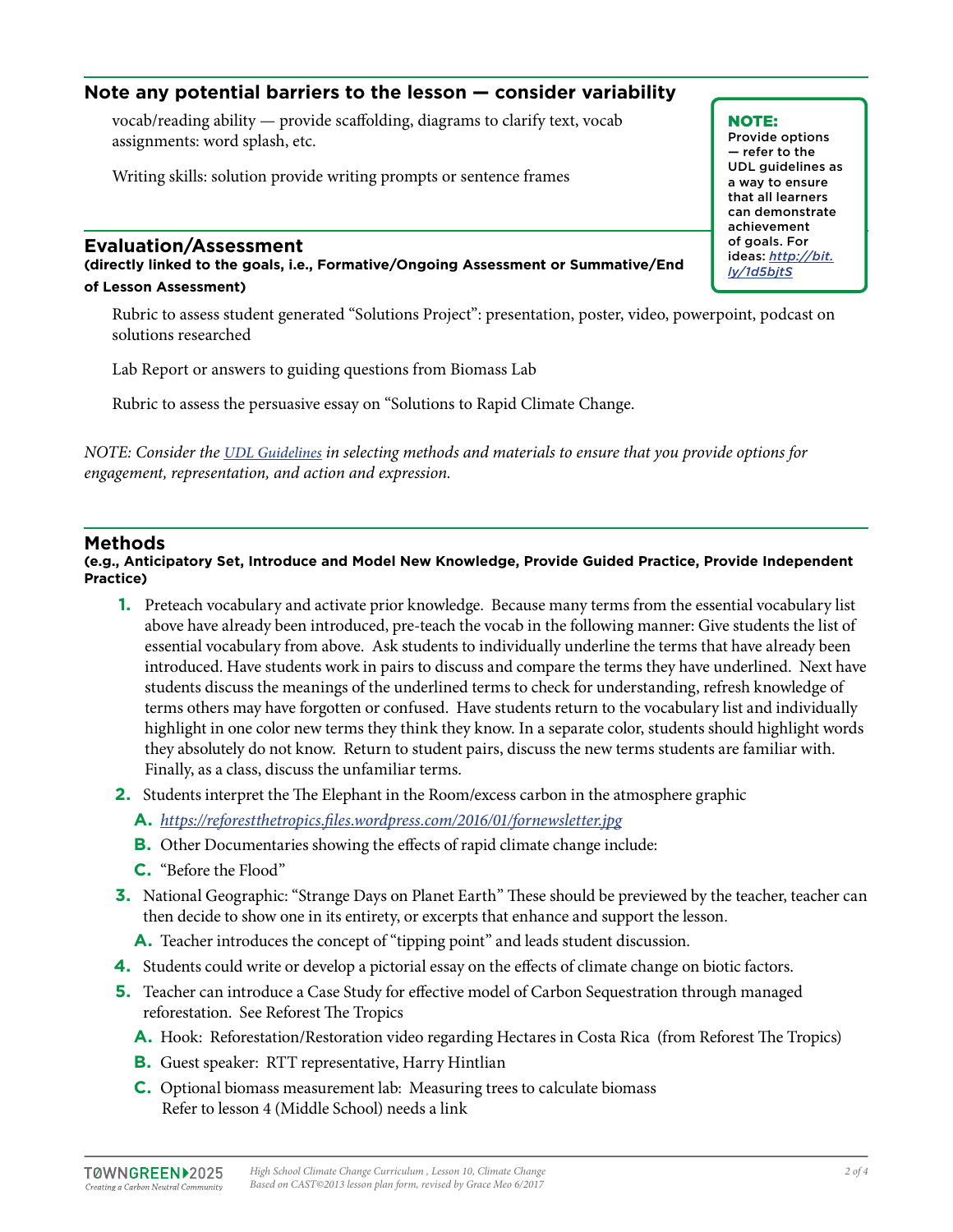## Note any potential barriers to the lesson — consider variability

vocab/reading ability — provide scaffolding, diagrams to clarify text, vocab assignments: word splash, etc.

Writing skills: solution provide writing prompts or sentence frames

> **NOTE:**
> Provide options — refer to the UDL guidelines as a way to ensure that all learners can demonstrate achievement of goals. For ideas: [http://bit.ly/1d5bjtS](http://bit.ly/1d5bjtS)

## Evaluation/Assessment

**(directly linked to the goals, i.e., Formative/Ongoing Assessment or Summative/End of Lesson Assessment)**

Rubric to assess student generated "Solutions Project": presentation, poster, video, powerpoint, podcast on solutions researched

Lab Report or answers to guiding questions from Biomass Lab

Rubric to assess the persuasive essay on "Solutions to Rapid Climate Change.

*NOTE: Consider the [UDL Guidelines](#) in selecting methods and materials to ensure that you provide options for engagement, representation, and action and expression.*

## Methods

**(e.g., Anticipatory Set, Introduce and Model New Knowledge, Provide Guided Practice, Provide Independent Practice)**

1. Preteach vocabulary and activate prior knowledge. Because many terms from the essential vocabulary list above have already been introduced, pre-teach the vocab in the following manner: Give students the list of essential vocabulary from above. Ask students to individually underline the terms that have already been introduced. Have students work in pairs to discuss and compare the terms they have underlined. Next have students discuss the meanings of the underlined terms to check for understanding, refresh knowledge of terms others may have forgotten or confused. Have students return to the vocabulary list and individually highlight in one color new terms they think they know. In a separate color, students should highlight words they absolutely do not know. Return to student pairs, discuss the new terms students are familiar with. Finally, as a class, discuss the unfamiliar terms.
2. Students interpret the The Elephant in the Room/excess carbon in the atmosphere graphic
   - A. *[https://reforestthetropics.files.wordpress.com/2016/01/fornewsletter.jpg](https://reforestthetropics.files.wordpress.com/2016/01/fornewsletter.jpg)*
   - B. Other Documentaries showing the effects of rapid climate change include:
   - C. "Before the Flood"
3. National Geographic: "Strange Days on Planet Earth" These should be previewed by the teacher, teacher can then decide to show one in its entirety, or excerpts that enhance and support the lesson.
   - A. Teacher introduces the concept of "tipping point" and leads student discussion.
4. Students could write or develop a pictorial essay on the effects of climate change on biotic factors.
5. Teacher can introduce a Case Study for effective model of Carbon Sequestration through managed reforestation. See Reforest The Tropics
   - A. Hook: Reforestation/Restoration video regarding Hectares in Costa Rica (from Reforest The Tropics)
   - B. Guest speaker: RTT representative, Harry Hintlian
   - C. Optional biomass measurement lab: Measuring trees to calculate biomass
     Refer to lesson 4 (Middle School) needs a link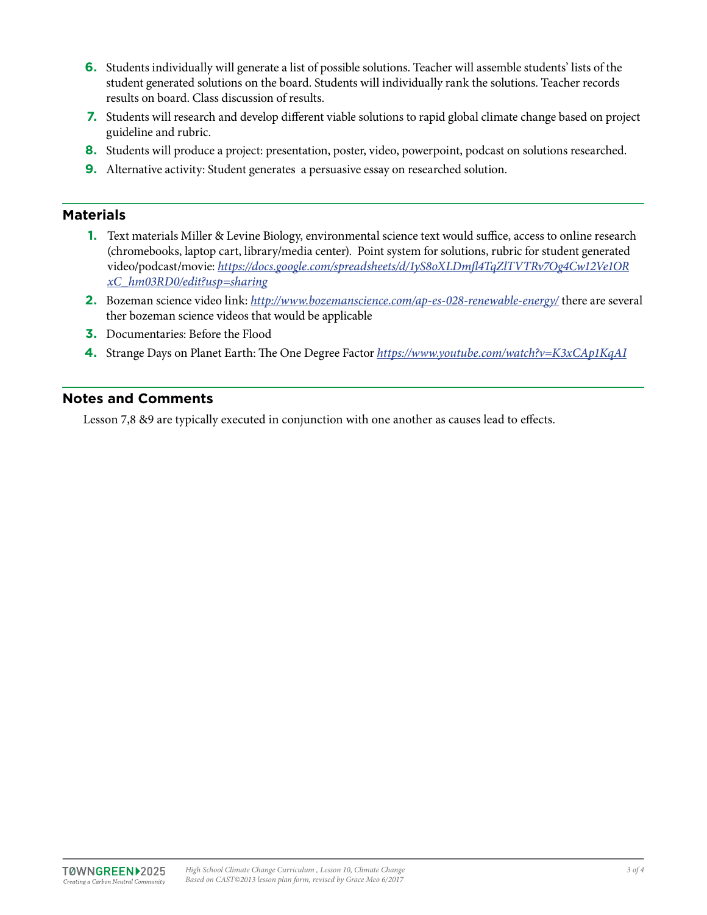6. Students individually will generate a list of possible solutions. Teacher will assemble students' lists of the student generated solutions on the board. Students will individually rank the solutions. Teacher records results on board. Class discussion of results.
7. Students will research and develop different viable solutions to rapid global climate change based on project guideline and rubric.
8. Students will produce a project: presentation, poster, video, powerpoint, podcast on solutions researched.
9. Alternative activity: Student generates  a persuasive essay on researched solution.

## Materials

1. Text materials Miller & Levine Biology, environmental science text would suffice, access to online research (chromebooks, laptop cart, library/media center).  Point system for solutions, rubric for student generated video/podcast/movie: *https://docs.google.com/spreadsheets/d/1yS8oXLDmfl4TqZlTVTRv7Og4Cw12Ve1ORxC_hm03RD0/edit?usp=sharing*
2. Bozeman science video link: *http://www.bozemanscience.com/ap-es-028-renewable-energy/* there are several ther bozeman science videos that would be applicable
3. Documentaries: Before the Flood
4. Strange Days on Planet Earth: The One Degree Factor *https://www.youtube.com/watch?v=K3xCAp1KqAI*

## Notes and Comments

Lesson 7,8 &9 are typically executed in conjunction with one another as causes lead to effects.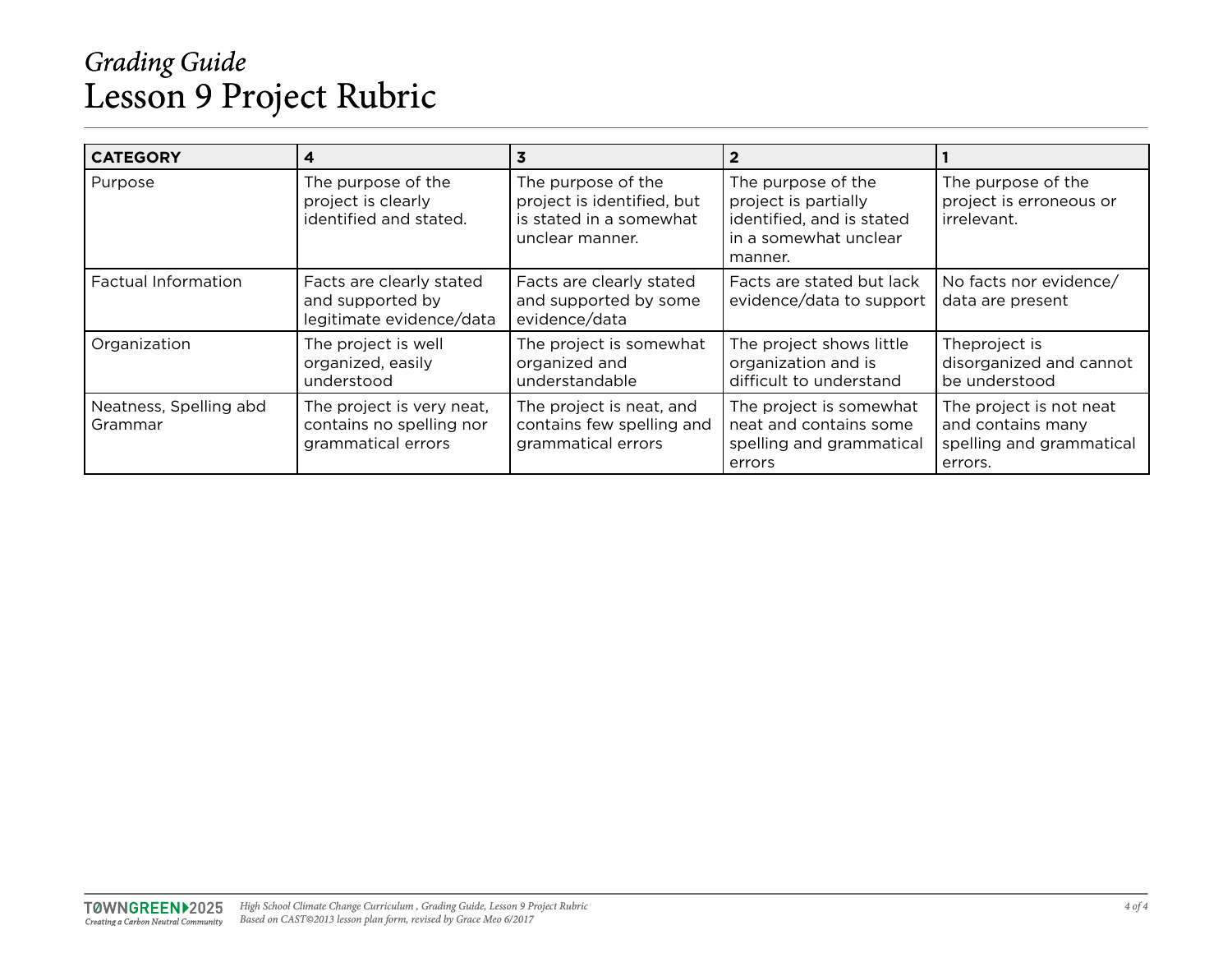*Grading Guide*

# Lesson 9 Project Rubric

| CATEGORY | 4 | 3 | 2 | 1 |
|---|---|---|---|---|
| Purpose | The purpose of the project is clearly identified and stated. | The purpose of the project is identified, but is stated in a somewhat unclear manner. | The purpose of the project is partially identified, and is stated in a somewhat unclear manner. | The purpose of the project is erroneous or irrelevant. |
| Factual Information | Facts are clearly stated and supported by legitimate evidence/data | Facts are clearly stated and supported by some evidence/data | Facts are stated but lack evidence/data to support | No facts nor evidence/ data are present |
| Organization | The project is well organized, easily understood | The project is somewhat organized and understandable | The project shows little organization and is difficult to understand | Theproject is disorganized and cannot be understood |
| Neatness, Spelling abd Grammar | The project is very neat, contains no spelling nor grammatical errors | The project is neat, and contains few spelling and grammatical errors | The project is somewhat neat and contains some spelling and grammatical errors | The project is not neat and contains many spelling and grammatical errors. |